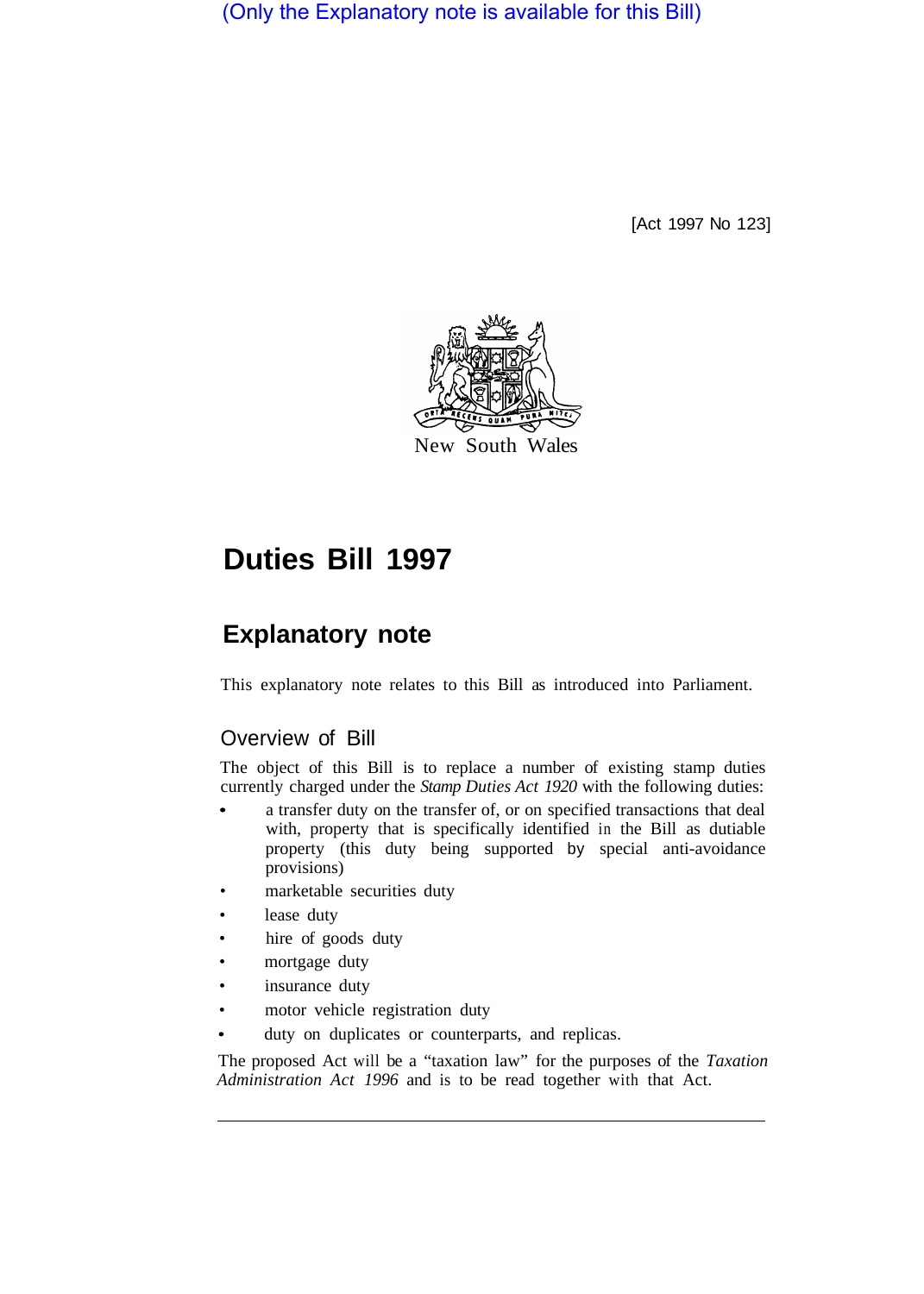(Only the Explanatory note is available for this Bill)

[Act 1997 No 123]

New South Wales

# Duties Bill 1997

## Explanatory note

This explanatory note relates to this Bill as introduced into Parliament.

### Overview of Bill

The object of this Bill is to replace a number of existing stamp duties currently charged under the *Stamp Duties Act 1920* with the following duties:

- a transfer duty on the transfer of, or on specified transactions that deal with, property that is specifically identified in the Bill as dutiable property (this duty being supported by special anti-avoidance provisions)
- marketable securities duty
- lease duty
- hire of goods duty
- mortgage duty
- insurance duty
- motor vehicle registration duty
- duty on duplicates or counterparts, and replicas.

The proposed Act will be a "taxation law" for the purposes of the *Taxation Administration Act 1996* and is to be read together with that Act.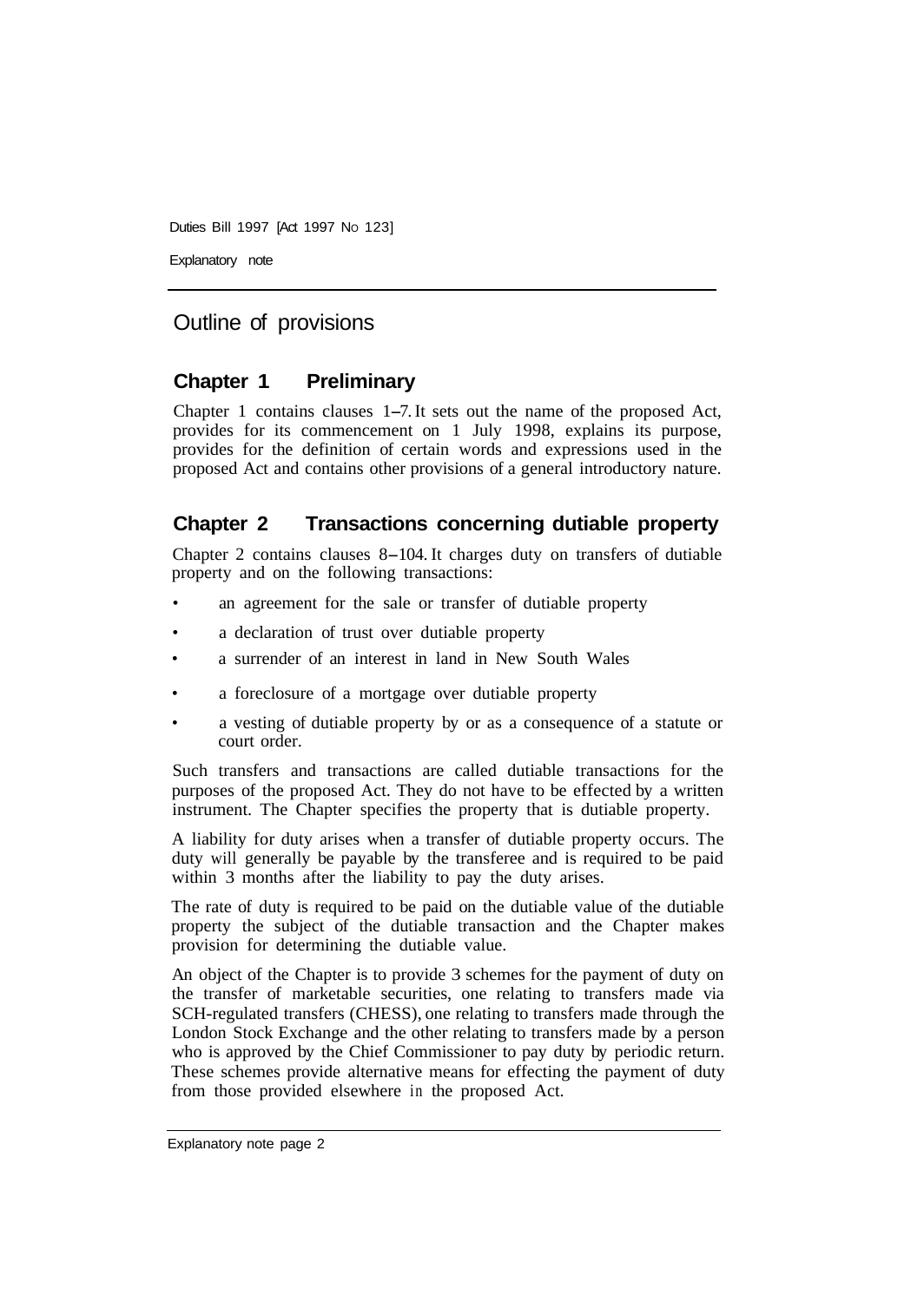## Outline of provisions

### Chapter 1 Preliminary

Chapter 1 contains clauses 1–7. It sets out the name of the proposed Act, provides for its commencement on 1 July 1998, explains its purpose, provides for the definition of certain words and expressions used in the proposed Act and contains other provisions of a general introductory nature.

### Chapter 2 Transactions concerning dutiable property

Chapter 2 contains clauses 8–104. It charges duty on transfers of dutiable property and on the following transactions:

- an agreement for the sale or transfer of dutiable property
- a declaration of trust over dutiable property
- a surrender of an interest in land in New South Wales
- a foreclosure of a mortgage over dutiable property
- a vesting of dutiable property by or as a consequence of a statute or court order.

Such transfers and transactions are called dutiable transactions for the purposes of the proposed Act. They do not have to be effected by a written instrument. The Chapter specifies the property that is dutiable property.

A liability for duty arises when a transfer of dutiable property occurs. The duty will generally be payable by the transferee and is required to be paid within 3 months after the liability to pay the duty arises.

The rate of duty is required to be paid on the dutiable value of the dutiable property the subject of the dutiable transaction and the Chapter makes provision for determining the dutiable value.

An object of the Chapter is to provide 3 schemes for the payment of duty on the transfer of marketable securities, one relating to transfers made via SCH-regulated transfers (CHESS), one relating to transfers made through the London Stock Exchange and the other relating to transfers made by a person who is approved by the Chief Commissioner to pay duty by periodic return. These schemes provide alternative means for effecting the payment of duty from those provided elsewhere in the proposed Act.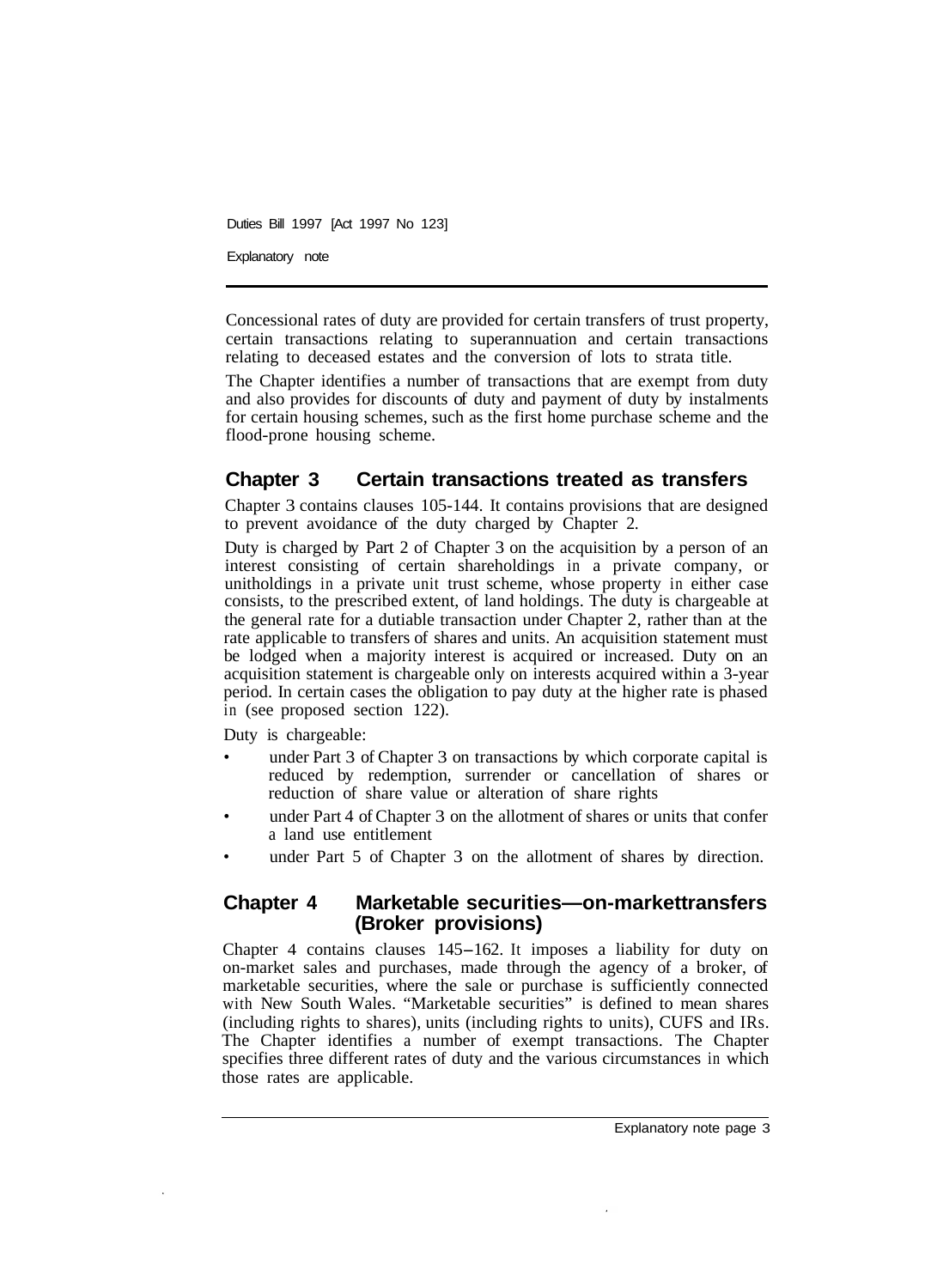Concessional rates of duty are provided for certain transfers of trust property, certain transactions relating to superannuation and certain transactions relating to deceased estates and the conversion of lots to strata title.

The Chapter identifies a number of transactions that are exempt from duty and also provides for discounts of duty and payment of duty by instalments for certain housing schemes, such as the first home purchase scheme and the flood-prone housing scheme.

## Chapter 3 Certain transactions treated as transfers

Chapter 3 contains clauses 105-144. It contains provisions that are designed to prevent avoidance of the duty charged by Chapter 2.

Duty is charged by Part 2 of Chapter 3 on the acquisition by a person of an interest consisting of certain shareholdings in a private company, or unitholdings in a private unit trust scheme, whose property in either case consists, to the prescribed extent, of land holdings. The duty is chargeable at the general rate for a dutiable transaction under Chapter 2, rather than at the rate applicable to transfers of shares and units. An acquisition statement must be lodged when a majority interest is acquired or increased. Duty on an acquisition statement is chargeable only on interests acquired within a 3-year period. In certain cases the obligation to pay duty at the higher rate is phased in (see proposed section 122).

Duty is chargeable:

- under Part 3 of Chapter 3 on transactions by which corporate capital is reduced by redemption, surrender or cancellation of shares or reduction of share value or alteration of share rights
- under Part 4 of Chapter 3 on the allotment of shares or units that confer a land use entitlement
- under Part 5 of Chapter 3 on the allotment of shares by direction.

## Chapter 4 Marketable securities—on-markettransfers (Broker provisions)

Chapter 4 contains clauses 145–162. It imposes a liability for duty on on-market sales and purchases, made through the agency of a broker, of marketable securities, where the sale or purchase is sufficiently connected with New South Wales. "Marketable securities" is defined to mean shares (including rights to shares), units (including rights to units), CUFS and IRs. The Chapter identifies a number of exempt transactions. The Chapter specifies three different rates of duty and the various circumstances in which those rates are applicable.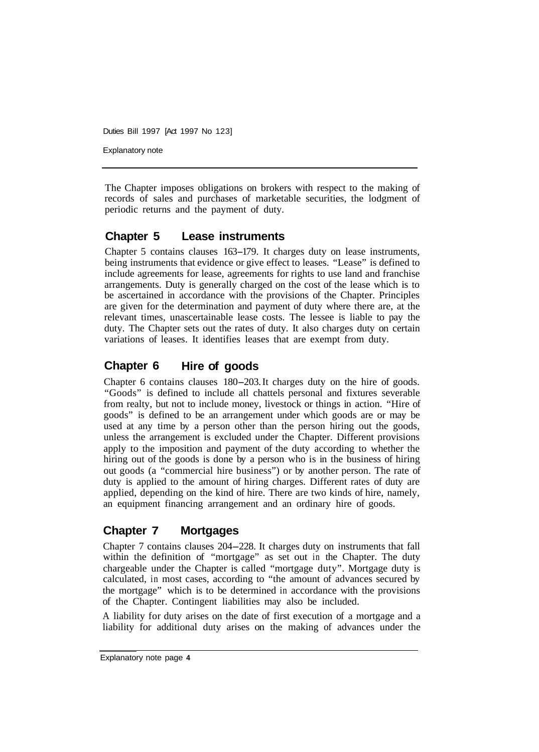The Chapter imposes obligations on brokers with respect to the making of records of sales and purchases of marketable securities, the lodgment of periodic returns and the payment of duty.

## Chapter 5 Lease instruments

Chapter 5 contains clauses 163–179. It charges duty on lease instruments, being instruments that evidence or give effect to leases. "Lease" is defined to include agreements for lease, agreements for rights to use land and franchise arrangements. Duty is generally charged on the cost of the lease which is to be ascertained in accordance with the provisions of the Chapter. Principles are given for the determination and payment of duty where there are, at the relevant times, unascertainable lease costs. The lessee is liable to pay the duty. The Chapter sets out the rates of duty. It also charges duty on certain variations of leases. It identifies leases that are exempt from duty.

## Chapter 6 Hire of goods

Chapter 6 contains clauses 180–203. It charges duty on the hire of goods. "Goods" is defined to include all chattels personal and fixtures severable from realty, but not to include money, livestock or things in action. "Hire of goods" is defined to be an arrangement under which goods are or may be used at any time by a person other than the person hiring out the goods, unless the arrangement is excluded under the Chapter. Different provisions apply to the imposition and payment of the duty according to whether the hiring out of the goods is done by a person who is in the business of hiring out goods (a "commercial hire business") or by another person. The rate of duty is applied to the amount of hiring charges. Different rates of duty are applied, depending on the kind of hire. There are two kinds of hire, namely, an equipment financing arrangement and an ordinary hire of goods.

## Chapter 7 Mortgages

Chapter 7 contains clauses 204–228. It charges duty on instruments that fall within the definition of "mortgage" as set out in the Chapter. The duty chargeable under the Chapter is called "mortgage duty". Mortgage duty is calculated, in most cases, according to "the amount of advances secured by the mortgage" which is to be determined in accordance with the provisions of the Chapter. Contingent liabilities may also be included.

A liability for duty arises on the date of first execution of a mortgage and a liability for additional duty arises on the making of advances under the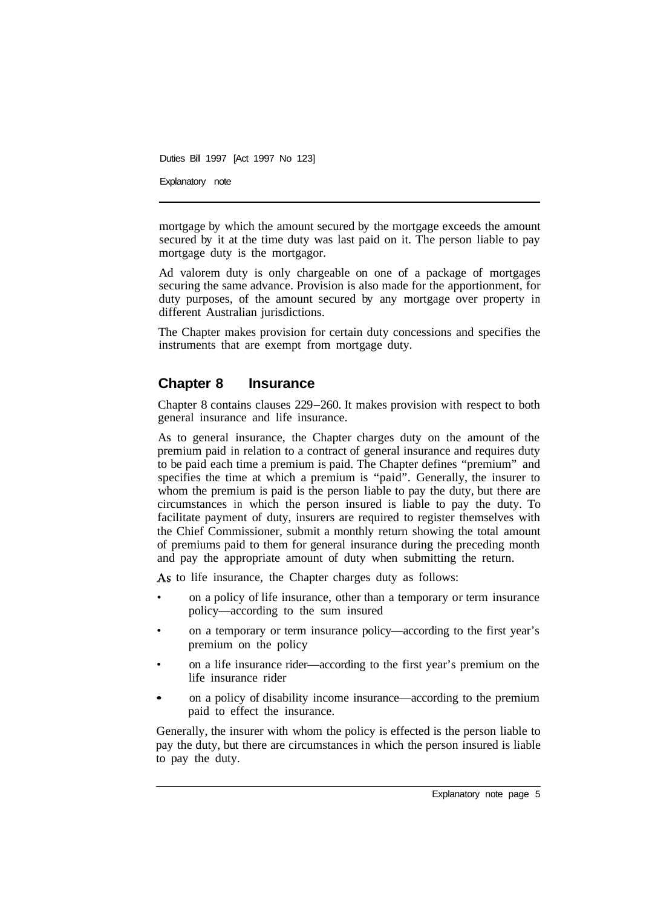mortgage by which the amount secured by the mortgage exceeds the amount secured by it at the time duty was last paid on it. The person liable to pay mortgage duty is the mortgagor.

Ad valorem duty is only chargeable on one of a package of mortgages securing the same advance. Provision is also made for the apportionment, for duty purposes, of the amount secured by any mortgage over property in different Australian jurisdictions.

The Chapter makes provision for certain duty concessions and specifies the instruments that are exempt from mortgage duty.

## Chapter 8 Insurance

Chapter 8 contains clauses 229–260. It makes provision with respect to both general insurance and life insurance.

As to general insurance, the Chapter charges duty on the amount of the premium paid in relation to a contract of general insurance and requires duty to be paid each time a premium is paid. The Chapter defines "premium" and specifies the time at which a premium is "paid". Generally, the insurer to whom the premium is paid is the person liable to pay the duty, but there are circumstances in which the person insured is liable to pay the duty. To facilitate payment of duty, insurers are required to register themselves with the Chief Commissioner, submit a monthly return showing the total amount of premiums paid to them for general insurance during the preceding month and pay the appropriate amount of duty when submitting the return.

As to life insurance, the Chapter charges duty as follows:

- on a policy of life insurance, other than a temporary or term insurance policy—according to the sum insured
- on a temporary or term insurance policy—according to the first year's premium on the policy
- on a life insurance rider—according to the first year's premium on the life insurance rider
- on a policy of disability income insurance—according to the premium paid to effect the insurance.

Generally, the insurer with whom the policy is effected is the person liable to pay the duty, but there are circumstances in which the person insured is liable to pay the duty.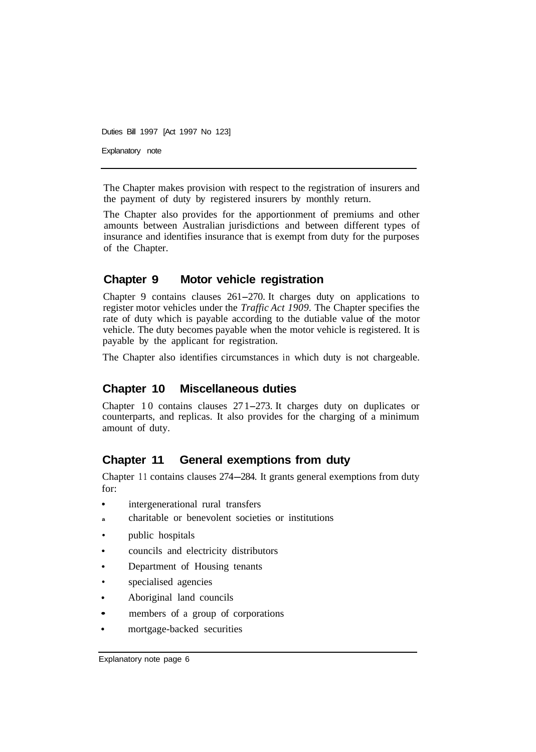The Chapter makes provision with respect to the registration of insurers and the payment of duty by registered insurers by monthly return.

The Chapter also provides for the apportionment of premiums and other amounts between Australian jurisdictions and between different types of insurance and identifies insurance that is exempt from duty for the purposes of the Chapter.

## Chapter 9 Motor vehicle registration

Chapter 9 contains clauses 261–270. It charges duty on applications to register motor vehicles under the *Traffic Act 1909*. The Chapter specifies the rate of duty which is payable according to the dutiable value of the motor vehicle. The duty becomes payable when the motor vehicle is registered. It is payable by the applicant for registration.

The Chapter also identifies circumstances in which duty is not chargeable.

## Chapter 10 Miscellaneous duties

Chapter 10 contains clauses 271–273. It charges duty on duplicates or counterparts, and replicas. It also provides for the charging of a minimum amount of duty.

## Chapter 11 General exemptions from duty

Chapter 11 contains clauses 274–284. It grants general exemptions from duty for:

- intergenerational rural transfers
- charitable or benevolent societies or institutions
- public hospitals
- councils and electricity distributors
- Department of Housing tenants
- specialised agencies
- Aboriginal land councils
- members of a group of corporations
- mortgage-backed securities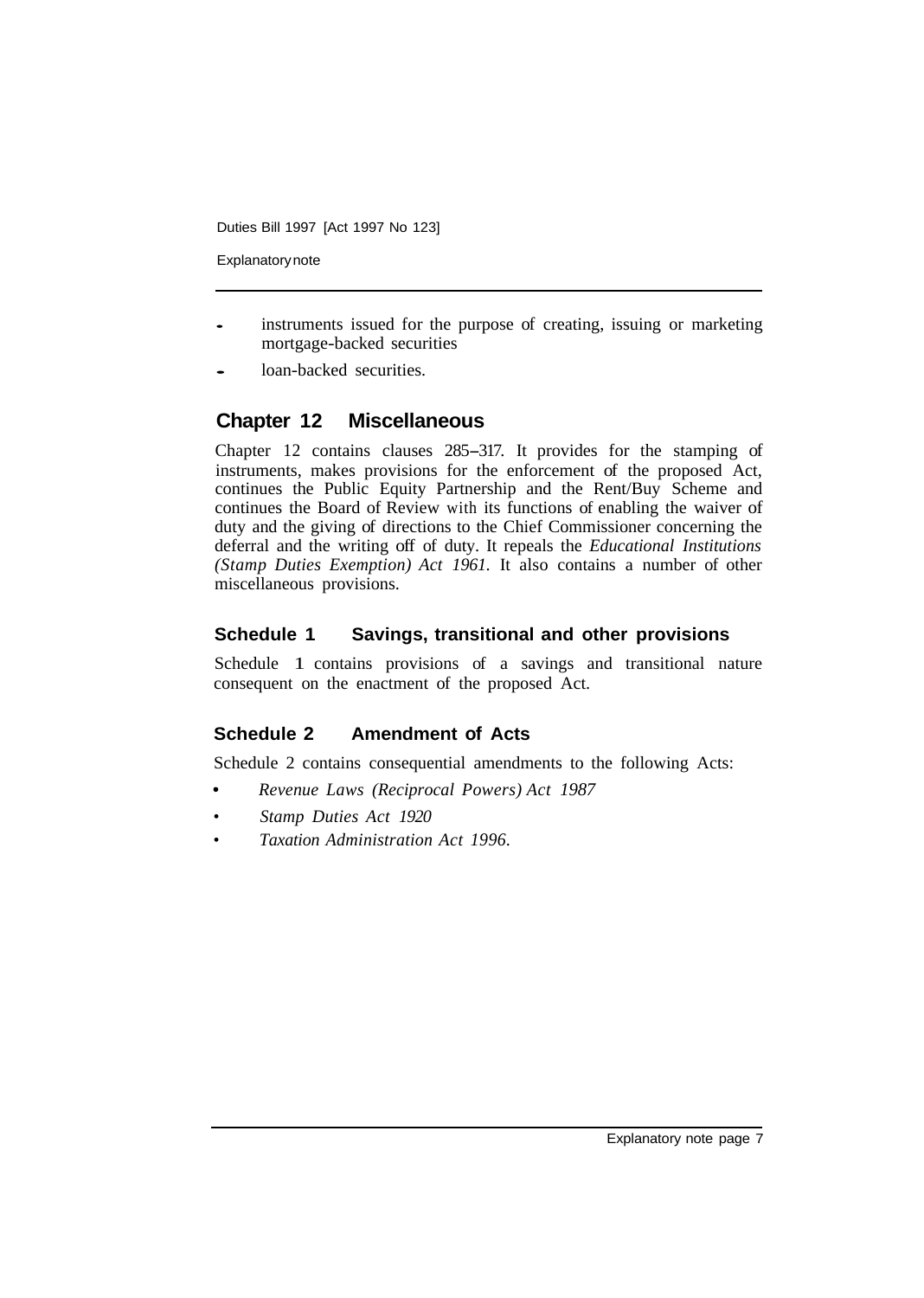- instruments issued for the purpose of creating, issuing or marketing mortgage-backed securities
- loan-backed securities.

## Chapter 12 Miscellaneous

Chapter 12 contains clauses 285–317. It provides for the stamping of instruments, makes provisions for the enforcement of the proposed Act, continues the Public Equity Partnership and the Rent/Buy Scheme and continues the Board of Review with its functions of enabling the waiver of duty and the giving of directions to the Chief Commissioner concerning the deferral and the writing off of duty. It repeals the *Educational Institutions (Stamp Duties Exemption) Act 1961*. It also contains a number of other miscellaneous provisions.

### Schedule 1 Savings, transitional and other provisions

Schedule 1 contains provisions of a savings and transitional nature consequent on the enactment of the proposed Act.

### Schedule 2 Amendment of Acts

Schedule 2 contains consequential amendments to the following Acts:

- *Revenue Laws (Reciprocal Powers) Act 1987*
- *Stamp Duties Act 1920*
- *Taxation Administration Act 1996*.